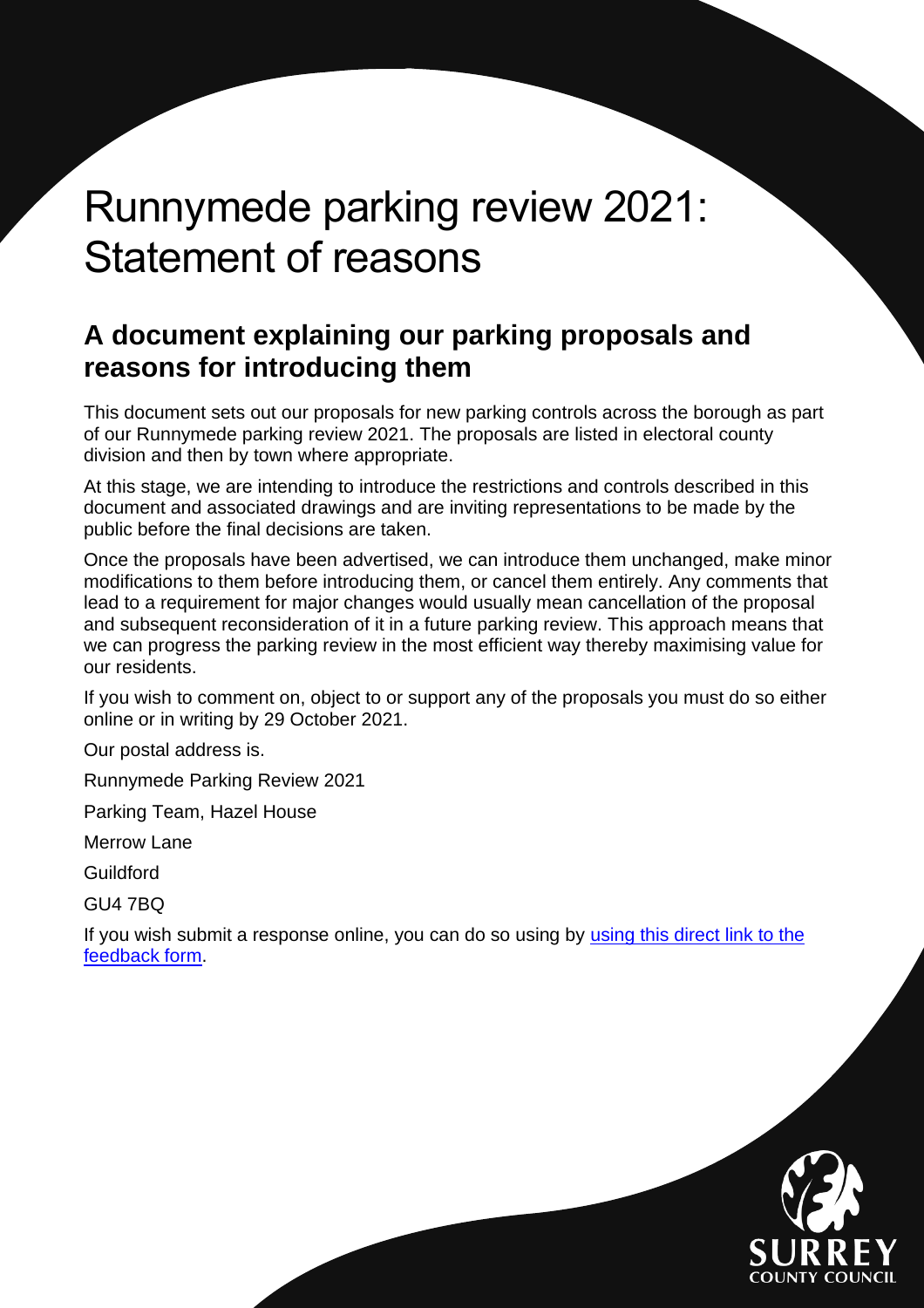# Runnymede parking review 2021: Statement of reasons

## A document explaining our parking proposals and reasons for introducing them

This document sets out our proposals for new parking controls across the borough as part of our Runnymede parking review 2021. The proposals are listed in electoral county division and then by town where appropriate.

At this stage, we are intending to introduce the restrictions and controls described in this document and associated drawings and are inviting representations to be made by the public before the final decisions are taken.

Once the proposals have been advertised, we can introduce them unchanged, make minor modifications to them before introducing them, or cancel them entirely. Any comments that lead to a requirement for major changes would usually mean cancellation of the proposal and subsequent reconsideration of it in a future parking review. This approach means that we can progress the parking review in the most efficient way thereby maximising value for our residents.

If you wish to comment on, object to or support any of the proposals you must do so either online or in writing by 29 October 2021.

Our postal address is.

Runnymede Parking Review 2021

Parking Team, Hazel House

Merrow Lane

Guildford

GU4 7BQ

If you wish submit a response online, you can do so using by using this direct link to the feedback form.

SURREY COUNTY COUNCIL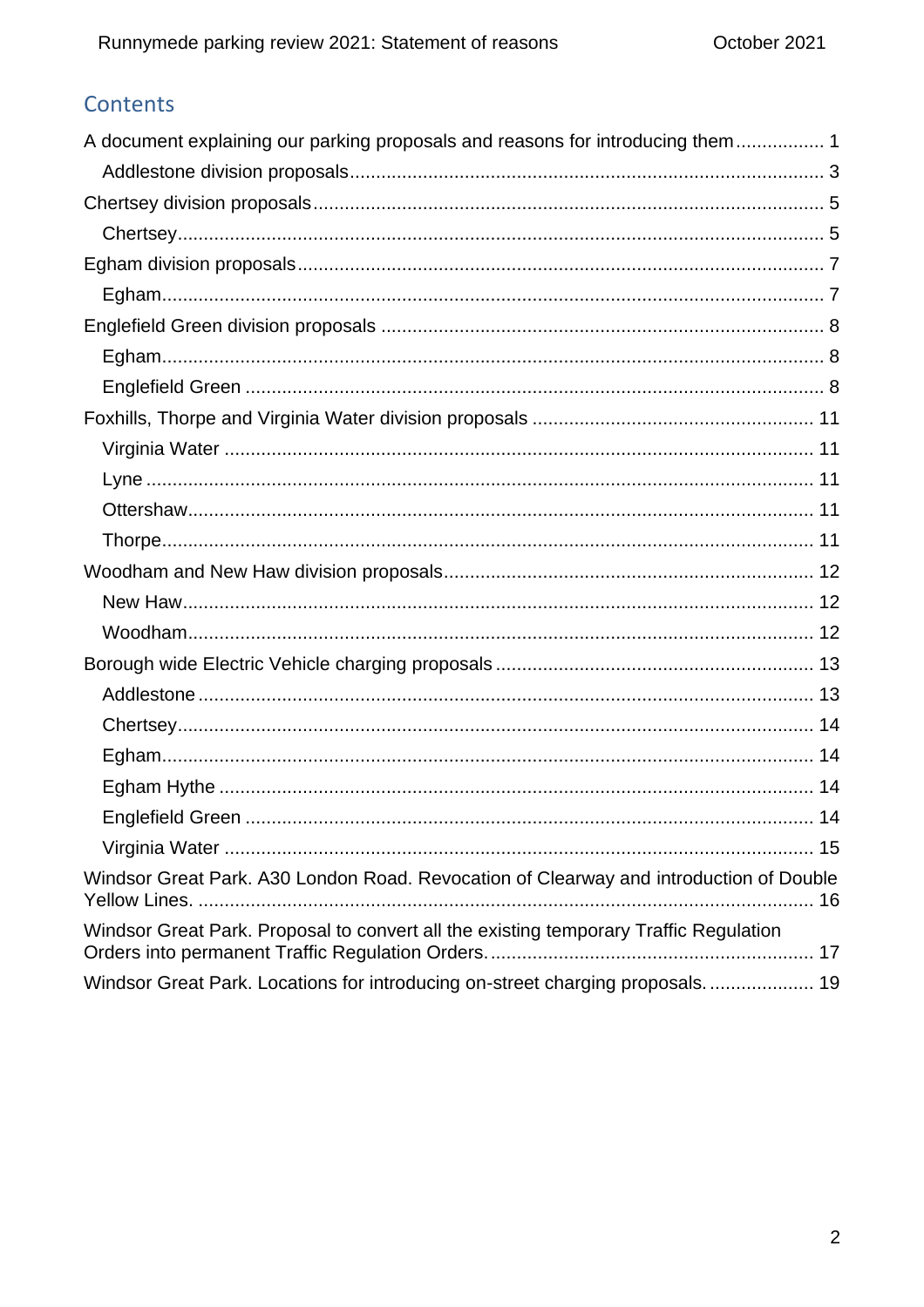## Contents

A document explaining our parking proposals and reasons for introducing them ................. 1

- Addlestone division proposals ........................................................................................ 3

Chertsey division proposals ................................................................................................ 5

- Chertsey ........................................................................................................................ 5

Egham division proposals ................................................................................................... 7

- Egham ........................................................................................................................... 7

Englefield Green division proposals .................................................................................... 8

- Egham ........................................................................................................................... 8
- Englefield Green ............................................................................................................ 8

Foxhills, Thorpe and Virginia Water division proposals ...................................................... 11

- Virginia Water .............................................................................................................. 11
- Lyne ............................................................................................................................. 11
- Ottershaw ..................................................................................................................... 11
- Thorpe .......................................................................................................................... 11

Woodham and New Haw division proposals ...................................................................... 12

- New Haw ...................................................................................................................... 12
- Woodham ..................................................................................................................... 12

Borough wide Electric Vehicle charging proposals ............................................................ 13

- Addlestone ................................................................................................................... 13
- Chertsey ....................................................................................................................... 14
- Egham .......................................................................................................................... 14
- Egham Hythe ................................................................................................................ 14
- Englefield Green ........................................................................................................... 14
- Virginia Water ............................................................................................................... 15

Windsor Great Park. A30 London Road. Revocation of Clearway and introduction of Double Yellow Lines. .................................................................................................................... 16

Windsor Great Park. Proposal to convert all the existing temporary Traffic Regulation Orders into permanent Traffic Regulation Orders. ............................................................ 17

Windsor Great Park. Locations for introducing on-street charging proposals. .................... 19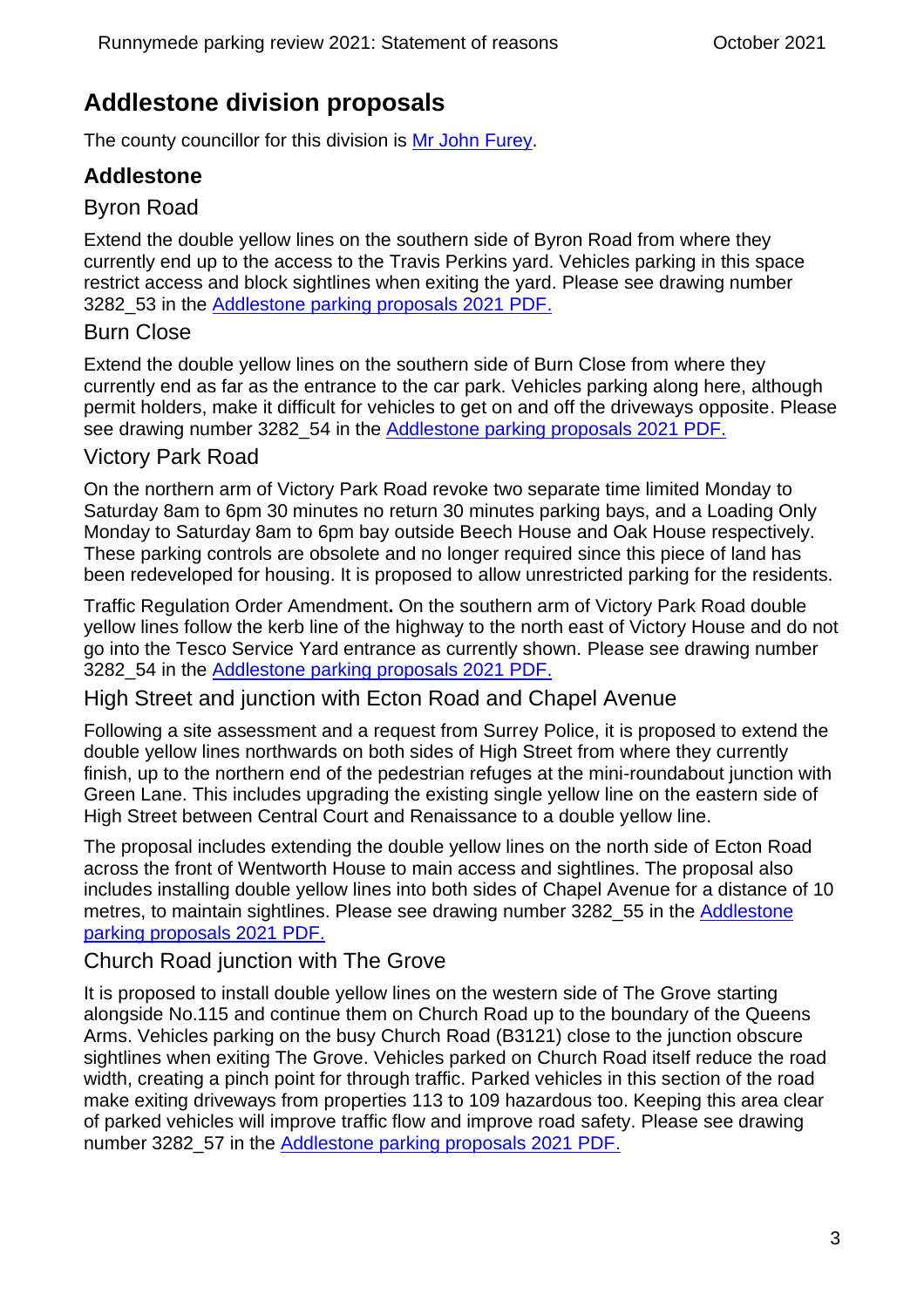# Addlestone division proposals

The county councillor for this division is [Mr John Furey](#).

## Addlestone

### Byron Road

Extend the double yellow lines on the southern side of Byron Road from where they currently end up to the access to the Travis Perkins yard. Vehicles parking in this space restrict access and block sightlines when exiting the yard. Please see drawing number 3282_53 in the [Addlestone parking proposals 2021 PDF.](#)

### Burn Close

Extend the double yellow lines on the southern side of Burn Close from where they currently end as far as the entrance to the car park. Vehicles parking along here, although permit holders, make it difficult for vehicles to get on and off the driveways opposite. Please see drawing number 3282_54 in the [Addlestone parking proposals 2021 PDF.](#)

### Victory Park Road

On the northern arm of Victory Park Road revoke two separate time limited Monday to Saturday 8am to 6pm 30 minutes no return 30 minutes parking bays, and a Loading Only Monday to Saturday 8am to 6pm bay outside Beech House and Oak House respectively. These parking controls are obsolete and no longer required since this piece of land has been redeveloped for housing. It is proposed to allow unrestricted parking for the residents.

Traffic Regulation Order Amendment**.** On the southern arm of Victory Park Road double yellow lines follow the kerb line of the highway to the north east of Victory House and do not go into the Tesco Service Yard entrance as currently shown. Please see drawing number 3282_54 in the [Addlestone parking proposals 2021 PDF.](#)

### High Street and junction with Ecton Road and Chapel Avenue

Following a site assessment and a request from Surrey Police, it is proposed to extend the double yellow lines northwards on both sides of High Street from where they currently finish, up to the northern end of the pedestrian refuges at the mini-roundabout junction with Green Lane. This includes upgrading the existing single yellow line on the eastern side of High Street between Central Court and Renaissance to a double yellow line.

The proposal includes extending the double yellow lines on the north side of Ecton Road across the front of Wentworth House to main access and sightlines. The proposal also includes installing double yellow lines into both sides of Chapel Avenue for a distance of 10 metres, to maintain sightlines. Please see drawing number 3282_55 in the [Addlestone parking proposals 2021 PDF.](#)

### Church Road junction with The Grove

It is proposed to install double yellow lines on the western side of The Grove starting alongside No.115 and continue them on Church Road up to the boundary of the Queens Arms. Vehicles parking on the busy Church Road (B3121) close to the junction obscure sightlines when exiting The Grove. Vehicles parked on Church Road itself reduce the road width, creating a pinch point for through traffic. Parked vehicles in this section of the road make exiting driveways from properties 113 to 109 hazardous too. Keeping this area clear of parked vehicles will improve traffic flow and improve road safety. Please see drawing number 3282_57 in the [Addlestone parking proposals 2021 PDF.](#)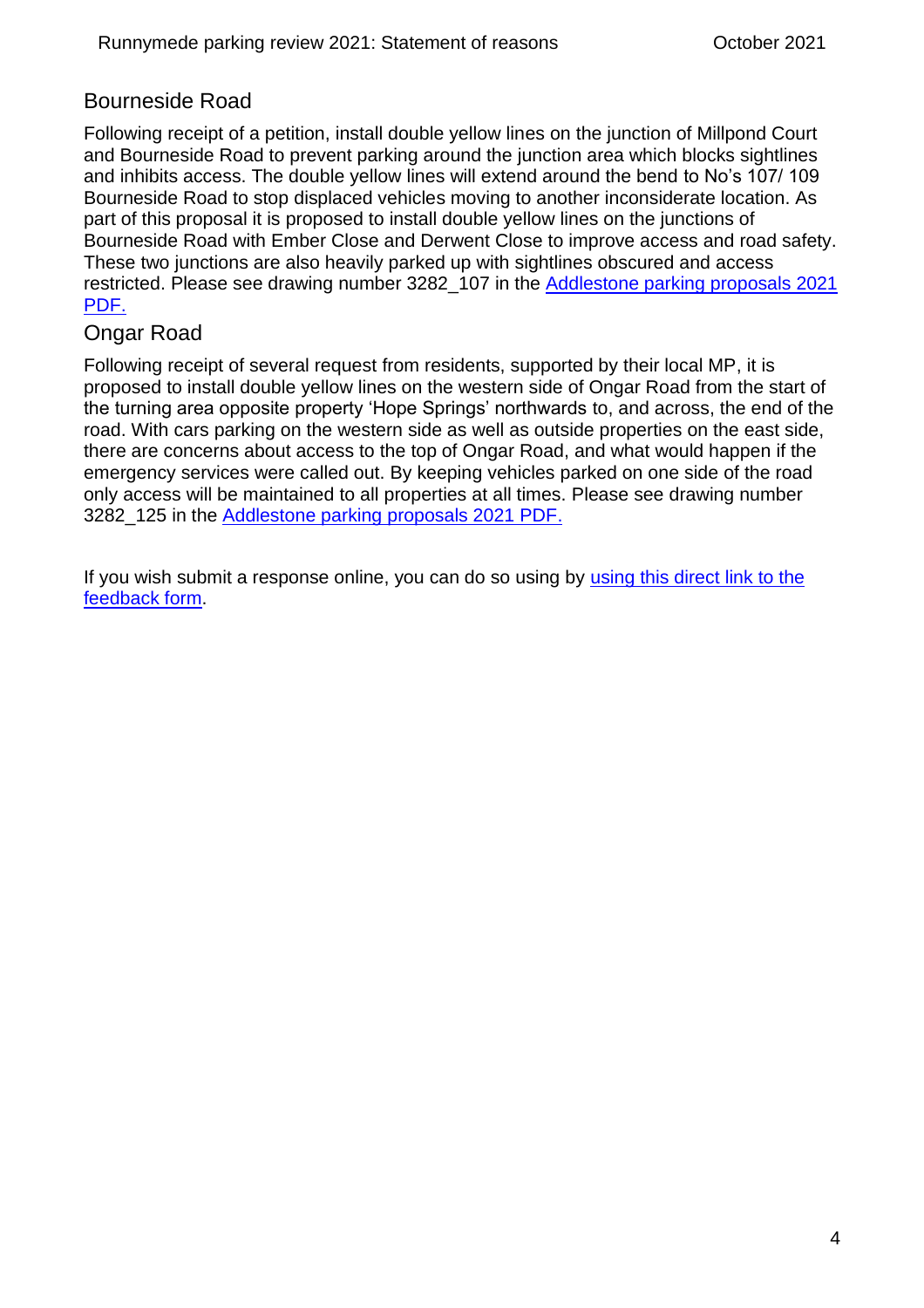## Bourneside Road

Following receipt of a petition, install double yellow lines on the junction of Millpond Court and Bourneside Road to prevent parking around the junction area which blocks sightlines and inhibits access. The double yellow lines will extend around the bend to No's 107/ 109 Bourneside Road to stop displaced vehicles moving to another inconsiderate location. As part of this proposal it is proposed to install double yellow lines on the junctions of Bourneside Road with Ember Close and Derwent Close to improve access and road safety. These two junctions are also heavily parked up with sightlines obscured and access restricted. Please see drawing number 3282_107 in the [Addlestone parking proposals 2021 PDF.]()

## Ongar Road

Following receipt of several request from residents, supported by their local MP, it is proposed to install double yellow lines on the western side of Ongar Road from the start of the turning area opposite property 'Hope Springs' northwards to, and across, the end of the road. With cars parking on the western side as well as outside properties on the east side, there are concerns about access to the top of Ongar Road, and what would happen if the emergency services were called out. By keeping vehicles parked on one side of the road only access will be maintained to all properties at all times. Please see drawing number 3282_125 in the [Addlestone parking proposals 2021 PDF.]()

If you wish submit a response online, you can do so using by [using this direct link to the feedback form]().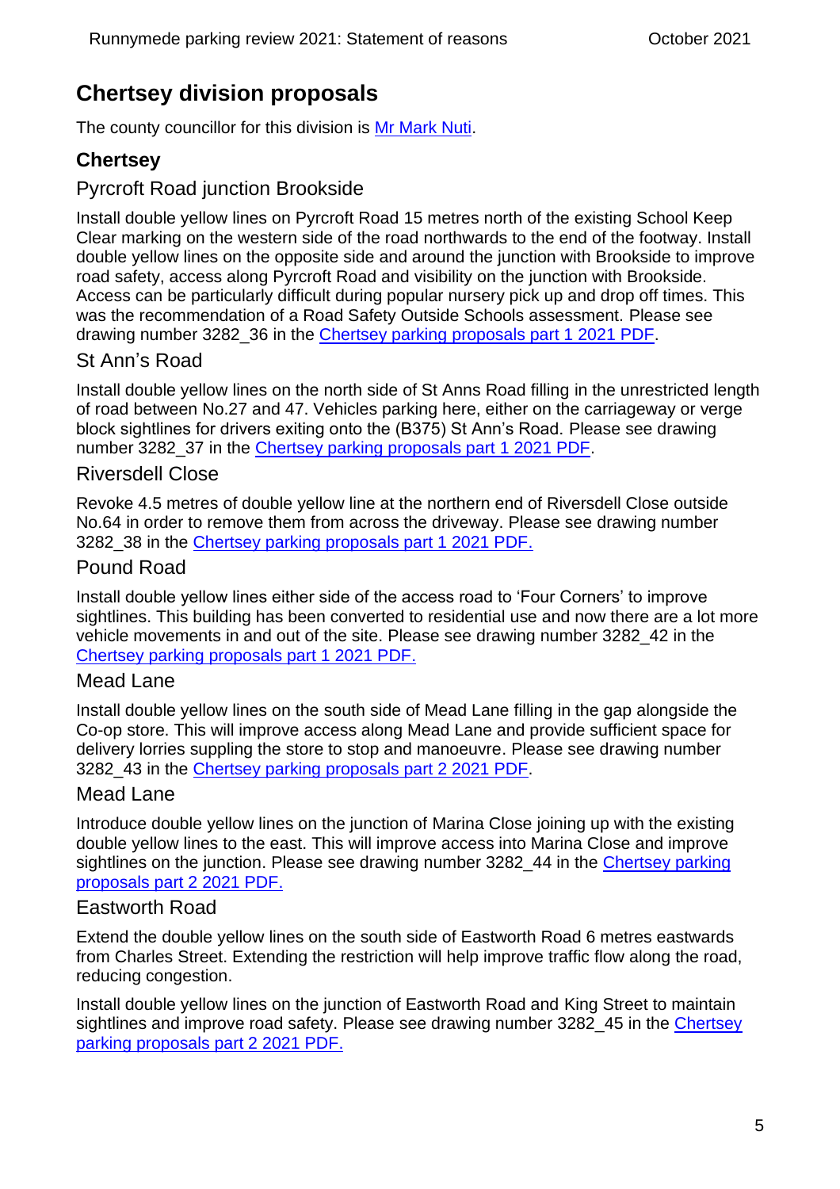## Chertsey division proposals

The county councillor for this division is Mr Mark Nuti.

### Chertsey

#### Pyrcroft Road junction Brookside

Install double yellow lines on Pyrcroft Road 15 metres north of the existing School Keep Clear marking on the western side of the road northwards to the end of the footway. Install double yellow lines on the opposite side and around the junction with Brookside to improve road safety, access along Pyrcroft Road and visibility on the junction with Brookside. Access can be particularly difficult during popular nursery pick up and drop off times. This was the recommendation of a Road Safety Outside Schools assessment. Please see drawing number 3282_36 in the Chertsey parking proposals part 1 2021 PDF.

#### St Ann's Road

Install double yellow lines on the north side of St Anns Road filling in the unrestricted length of road between No.27 and 47. Vehicles parking here, either on the carriageway or verge block sightlines for drivers exiting onto the (B375) St Ann's Road. Please see drawing number 3282_37 in the Chertsey parking proposals part 1 2021 PDF.

#### Riversdell Close

Revoke 4.5 metres of double yellow line at the northern end of Riversdell Close outside No.64 in order to remove them from across the driveway. Please see drawing number 3282_38 in the Chertsey parking proposals part 1 2021 PDF.

#### Pound Road

Install double yellow lines either side of the access road to 'Four Corners' to improve sightlines. This building has been converted to residential use and now there are a lot more vehicle movements in and out of the site. Please see drawing number 3282_42 in the Chertsey parking proposals part 1 2021 PDF.

#### Mead Lane

Install double yellow lines on the south side of Mead Lane filling in the gap alongside the Co-op store. This will improve access along Mead Lane and provide sufficient space for delivery lorries suppling the store to stop and manoeuvre. Please see drawing number 3282_43 in the Chertsey parking proposals part 2 2021 PDF.

#### Mead Lane

Introduce double yellow lines on the junction of Marina Close joining up with the existing double yellow lines to the east. This will improve access into Marina Close and improve sightlines on the junction. Please see drawing number 3282_44 in the Chertsey parking proposals part 2 2021 PDF.

#### Eastworth Road

Extend the double yellow lines on the south side of Eastworth Road 6 metres eastwards from Charles Street. Extending the restriction will help improve traffic flow along the road, reducing congestion.

Install double yellow lines on the junction of Eastworth Road and King Street to maintain sightlines and improve road safety. Please see drawing number 3282_45 in the Chertsey parking proposals part 2 2021 PDF.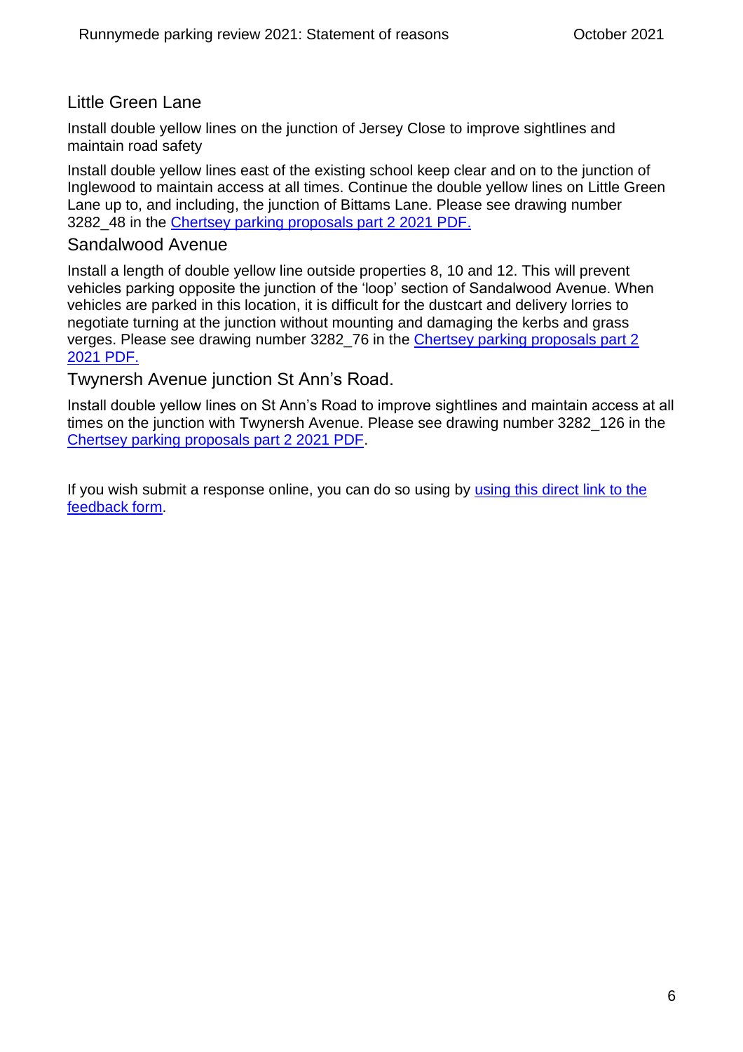## Little Green Lane

Install double yellow lines on the junction of Jersey Close to improve sightlines and maintain road safety

Install double yellow lines east of the existing school keep clear and on to the junction of Inglewood to maintain access at all times. Continue the double yellow lines on Little Green Lane up to, and including, the junction of Bittams Lane. Please see drawing number 3282_48 in the Chertsey parking proposals part 2 2021 PDF.

## Sandalwood Avenue

Install a length of double yellow line outside properties 8, 10 and 12. This will prevent vehicles parking opposite the junction of the 'loop' section of Sandalwood Avenue. When vehicles are parked in this location, it is difficult for the dustcart and delivery lorries to negotiate turning at the junction without mounting and damaging the kerbs and grass verges. Please see drawing number 3282_76 in the Chertsey parking proposals part 2 2021 PDF.

## Twynersh Avenue junction St Ann's Road.

Install double yellow lines on St Ann's Road to improve sightlines and maintain access at all times on the junction with Twynersh Avenue. Please see drawing number 3282_126 in the Chertsey parking proposals part 2 2021 PDF.

If you wish submit a response online, you can do so using by using this direct link to the feedback form.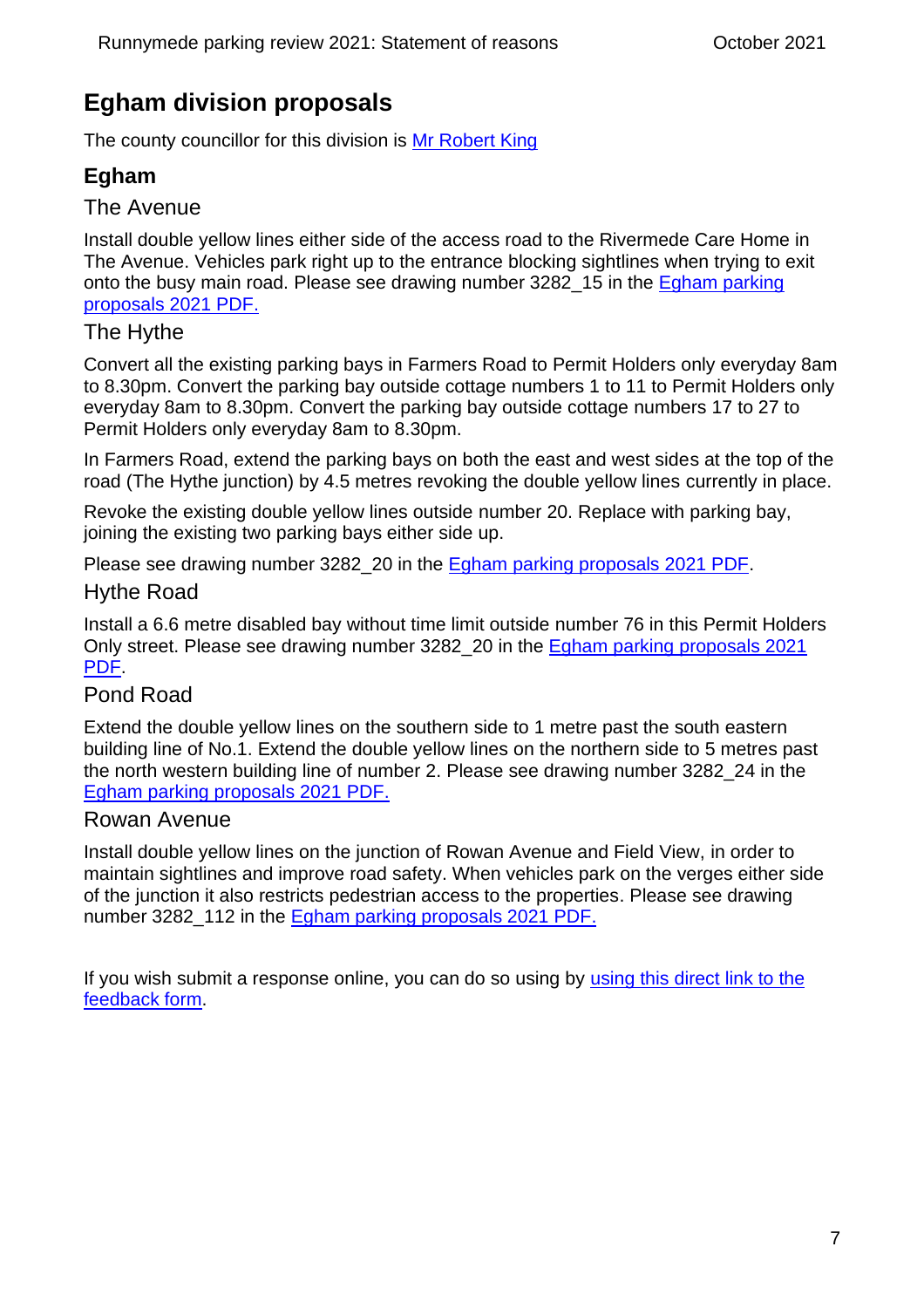## Egham division proposals

The county councillor for this division is Mr Robert King

### Egham

#### The Avenue

Install double yellow lines either side of the access road to the Rivermede Care Home in The Avenue. Vehicles park right up to the entrance blocking sightlines when trying to exit onto the busy main road. Please see drawing number 3282_15 in the Egham parking proposals 2021 PDF.

#### The Hythe

Convert all the existing parking bays in Farmers Road to Permit Holders only everyday 8am to 8.30pm. Convert the parking bay outside cottage numbers 1 to 11 to Permit Holders only everyday 8am to 8.30pm. Convert the parking bay outside cottage numbers 17 to 27 to Permit Holders only everyday 8am to 8.30pm.

In Farmers Road, extend the parking bays on both the east and west sides at the top of the road (The Hythe junction) by 4.5 metres revoking the double yellow lines currently in place.

Revoke the existing double yellow lines outside number 20. Replace with parking bay, joining the existing two parking bays either side up.

Please see drawing number 3282_20 in the Egham parking proposals 2021 PDF.

#### Hythe Road

Install a 6.6 metre disabled bay without time limit outside number 76 in this Permit Holders Only street. Please see drawing number 3282_20 in the Egham parking proposals 2021 PDF.

#### Pond Road

Extend the double yellow lines on the southern side to 1 metre past the south eastern building line of No.1. Extend the double yellow lines on the northern side to 5 metres past the north western building line of number 2. Please see drawing number 3282_24 in the Egham parking proposals 2021 PDF.

#### Rowan Avenue

Install double yellow lines on the junction of Rowan Avenue and Field View, in order to maintain sightlines and improve road safety. When vehicles park on the verges either side of the junction it also restricts pedestrian access to the properties. Please see drawing number 3282_112 in the Egham parking proposals 2021 PDF.

If you wish submit a response online, you can do so using by using this direct link to the feedback form.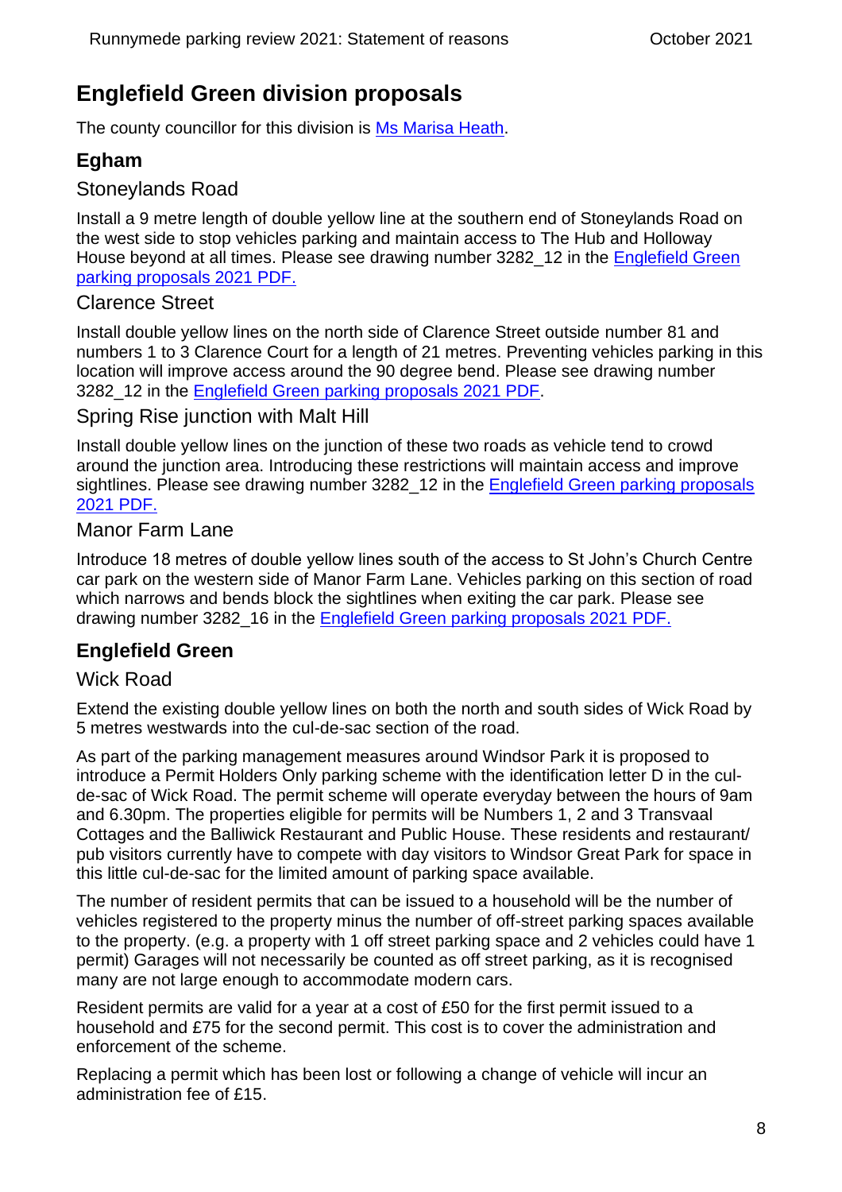## Englefield Green division proposals

The county councillor for this division is Ms Marisa Heath.

### Egham

#### Stoneylands Road

Install a 9 metre length of double yellow line at the southern end of Stoneylands Road on the west side to stop vehicles parking and maintain access to The Hub and Holloway House beyond at all times. Please see drawing number 3282_12 in the Englefield Green parking proposals 2021 PDF.

#### Clarence Street

Install double yellow lines on the north side of Clarence Street outside number 81 and numbers 1 to 3 Clarence Court for a length of 21 metres. Preventing vehicles parking in this location will improve access around the 90 degree bend. Please see drawing number 3282_12 in the Englefield Green parking proposals 2021 PDF.

#### Spring Rise junction with Malt Hill

Install double yellow lines on the junction of these two roads as vehicle tend to crowd around the junction area. Introducing these restrictions will maintain access and improve sightlines. Please see drawing number 3282_12 in the Englefield Green parking proposals 2021 PDF.

#### Manor Farm Lane

Introduce 18 metres of double yellow lines south of the access to St John's Church Centre car park on the western side of Manor Farm Lane. Vehicles parking on this section of road which narrows and bends block the sightlines when exiting the car park. Please see drawing number 3282_16 in the Englefield Green parking proposals 2021 PDF.

### Englefield Green

#### Wick Road

Extend the existing double yellow lines on both the north and south sides of Wick Road by 5 metres westwards into the cul-de-sac section of the road.

As part of the parking management measures around Windsor Park it is proposed to introduce a Permit Holders Only parking scheme with the identification letter D in the cul-de-sac of Wick Road. The permit scheme will operate everyday between the hours of 9am and 6.30pm. The properties eligible for permits will be Numbers 1, 2 and 3 Transvaal Cottages and the Balliwick Restaurant and Public House. These residents and restaurant/ pub visitors currently have to compete with day visitors to Windsor Great Park for space in this little cul-de-sac for the limited amount of parking space available.

The number of resident permits that can be issued to a household will be the number of vehicles registered to the property minus the number of off-street parking spaces available to the property. (e.g. a property with 1 off street parking space and 2 vehicles could have 1 permit) Garages will not necessarily be counted as off street parking, as it is recognised many are not large enough to accommodate modern cars.

Resident permits are valid for a year at a cost of £50 for the first permit issued to a household and £75 for the second permit. This cost is to cover the administration and enforcement of the scheme.

Replacing a permit which has been lost or following a change of vehicle will incur an administration fee of £15.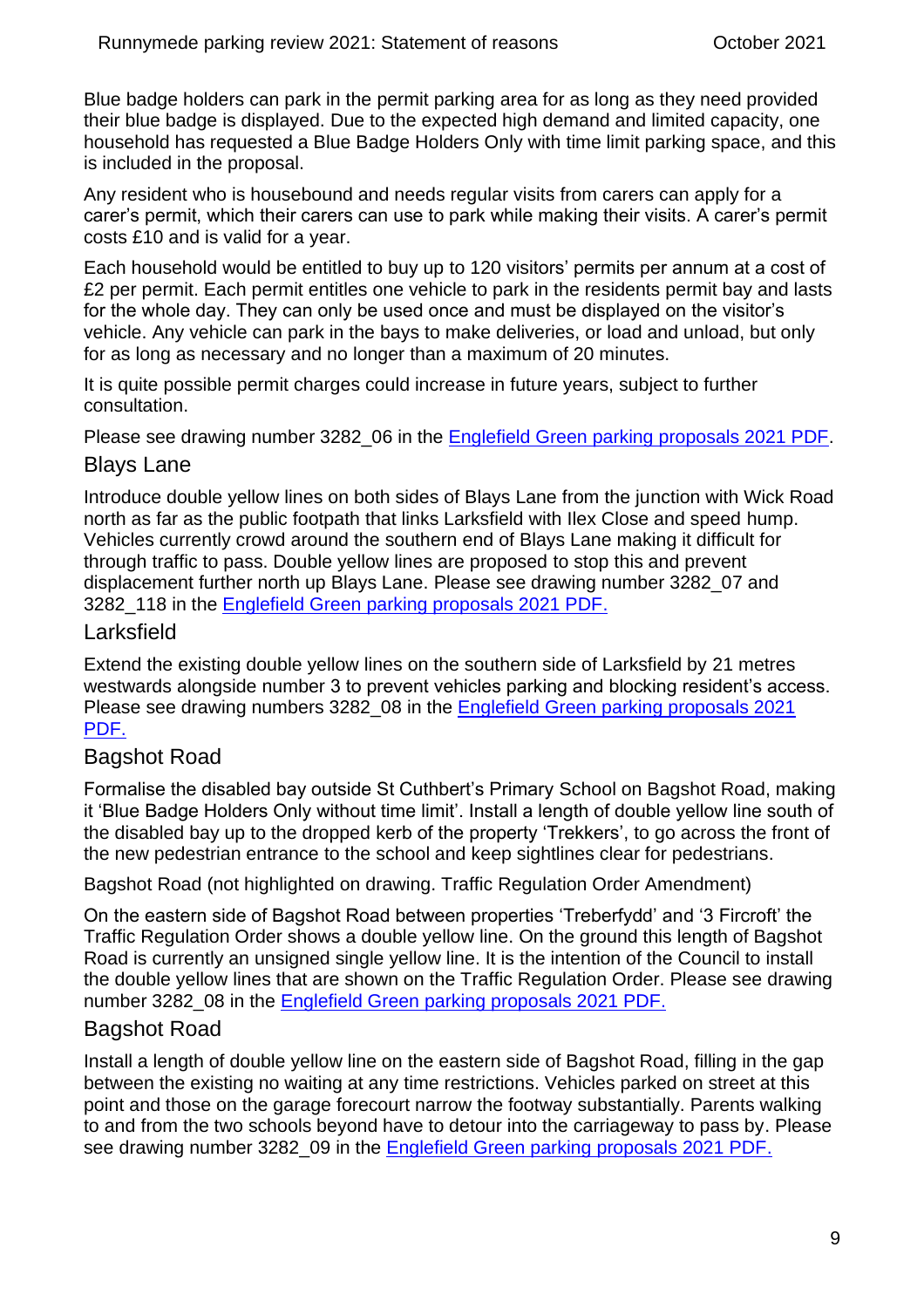Blue badge holders can park in the permit parking area for as long as they need provided their blue badge is displayed. Due to the expected high demand and limited capacity, one household has requested a Blue Badge Holders Only with time limit parking space, and this is included in the proposal.

Any resident who is housebound and needs regular visits from carers can apply for a carer's permit, which their carers can use to park while making their visits. A carer's permit costs £10 and is valid for a year.

Each household would be entitled to buy up to 120 visitors' permits per annum at a cost of £2 per permit. Each permit entitles one vehicle to park in the residents permit bay and lasts for the whole day. They can only be used once and must be displayed on the visitor's vehicle. Any vehicle can park in the bays to make deliveries, or load and unload, but only for as long as necessary and no longer than a maximum of 20 minutes.

It is quite possible permit charges could increase in future years, subject to further consultation.

Please see drawing number 3282_06 in the Englefield Green parking proposals 2021 PDF.

## Blays Lane

Introduce double yellow lines on both sides of Blays Lane from the junction with Wick Road north as far as the public footpath that links Larksfield with Ilex Close and speed hump. Vehicles currently crowd around the southern end of Blays Lane making it difficult for through traffic to pass. Double yellow lines are proposed to stop this and prevent displacement further north up Blays Lane. Please see drawing number 3282_07 and 3282_118 in the Englefield Green parking proposals 2021 PDF.

## Larksfield

Extend the existing double yellow lines on the southern side of Larksfield by 21 metres westwards alongside number 3 to prevent vehicles parking and blocking resident's access. Please see drawing numbers 3282_08 in the Englefield Green parking proposals 2021 PDF.

## Bagshot Road

Formalise the disabled bay outside St Cuthbert's Primary School on Bagshot Road, making it 'Blue Badge Holders Only without time limit'. Install a length of double yellow line south of the disabled bay up to the dropped kerb of the property 'Trekkers', to go across the front of the new pedestrian entrance to the school and keep sightlines clear for pedestrians.

Bagshot Road (not highlighted on drawing. Traffic Regulation Order Amendment)

On the eastern side of Bagshot Road between properties 'Treberfydd' and '3 Fircroft' the Traffic Regulation Order shows a double yellow line. On the ground this length of Bagshot Road is currently an unsigned single yellow line. It is the intention of the Council to install the double yellow lines that are shown on the Traffic Regulation Order. Please see drawing number 3282_08 in the Englefield Green parking proposals 2021 PDF.

## Bagshot Road

Install a length of double yellow line on the eastern side of Bagshot Road, filling in the gap between the existing no waiting at any time restrictions. Vehicles parked on street at this point and those on the garage forecourt narrow the footway substantially. Parents walking to and from the two schools beyond have to detour into the carriageway to pass by. Please see drawing number 3282_09 in the Englefield Green parking proposals 2021 PDF.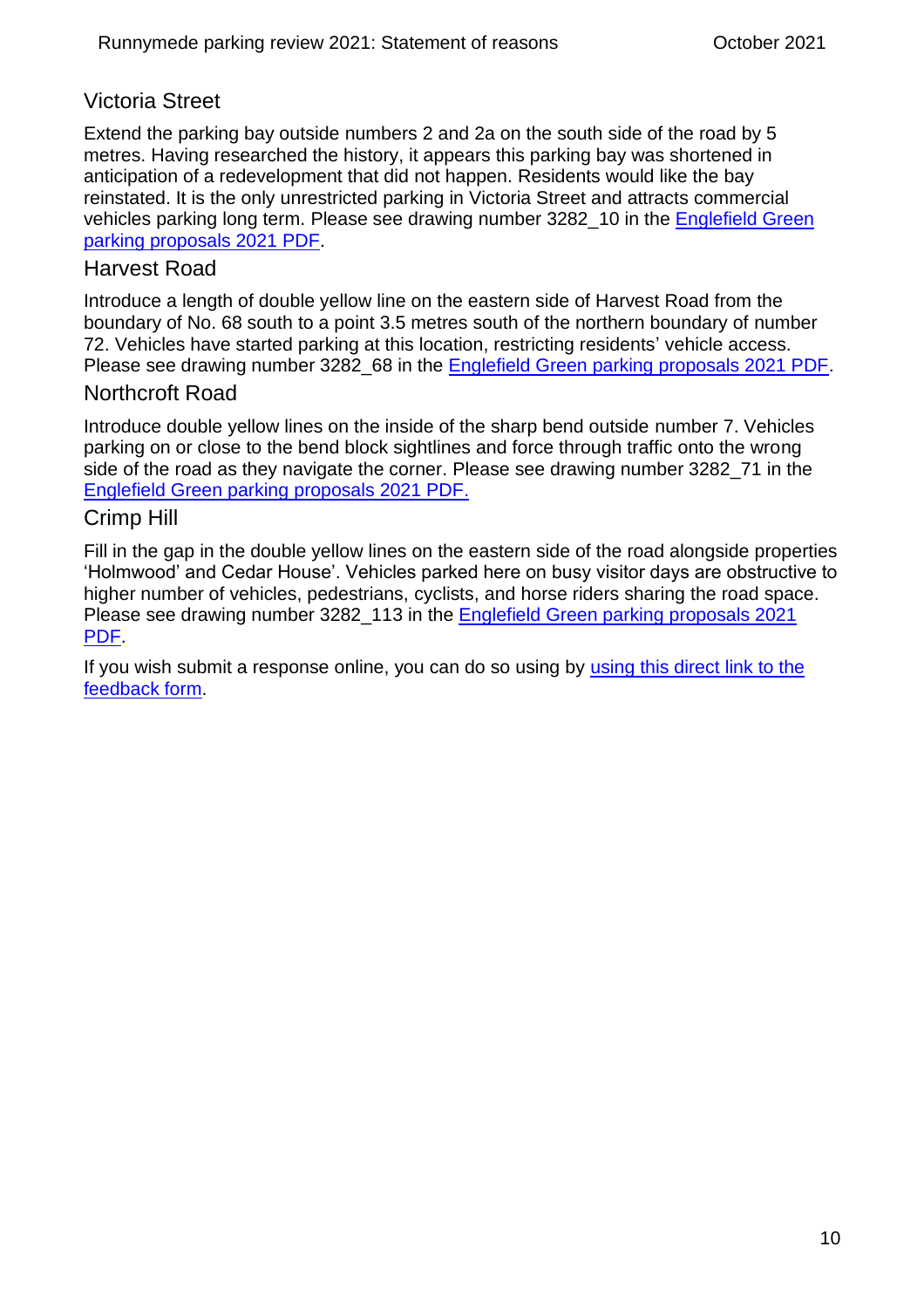## Victoria Street

Extend the parking bay outside numbers 2 and 2a on the south side of the road by 5 metres. Having researched the history, it appears this parking bay was shortened in anticipation of a redevelopment that did not happen. Residents would like the bay reinstated. It is the only unrestricted parking in Victoria Street and attracts commercial vehicles parking long term. Please see drawing number 3282_10 in the Englefield Green parking proposals 2021 PDF.

## Harvest Road

Introduce a length of double yellow line on the eastern side of Harvest Road from the boundary of No. 68 south to a point 3.5 metres south of the northern boundary of number 72. Vehicles have started parking at this location, restricting residents' vehicle access. Please see drawing number 3282_68 in the Englefield Green parking proposals 2021 PDF.

## Northcroft Road

Introduce double yellow lines on the inside of the sharp bend outside number 7. Vehicles parking on or close to the bend block sightlines and force through traffic onto the wrong side of the road as they navigate the corner. Please see drawing number 3282_71 in the Englefield Green parking proposals 2021 PDF.

## Crimp Hill

Fill in the gap in the double yellow lines on the eastern side of the road alongside properties 'Holmwood' and Cedar House'. Vehicles parked here on busy visitor days are obstructive to higher number of vehicles, pedestrians, cyclists, and horse riders sharing the road space. Please see drawing number 3282_113 in the Englefield Green parking proposals 2021 PDF.

If you wish submit a response online, you can do so using by using this direct link to the feedback form.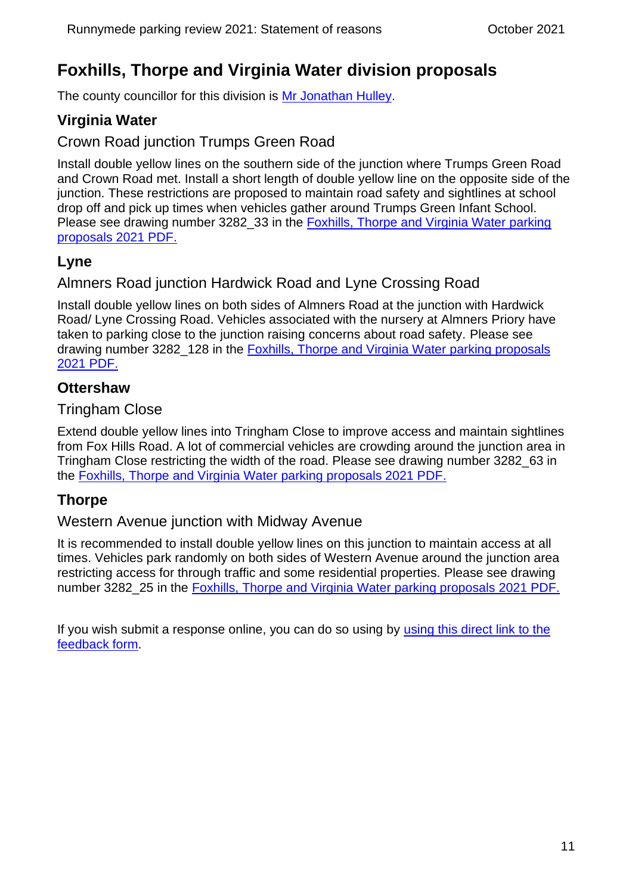## Foxhills, Thorpe and Virginia Water division proposals

The county councillor for this division is Mr Jonathan Hulley.

### Virginia Water

#### Crown Road junction Trumps Green Road

Install double yellow lines on the southern side of the junction where Trumps Green Road and Crown Road met. Install a short length of double yellow line on the opposite side of the junction. These restrictions are proposed to maintain road safety and sightlines at school drop off and pick up times when vehicles gather around Trumps Green Infant School. Please see drawing number 3282_33 in the Foxhills, Thorpe and Virginia Water parking proposals 2021 PDF.

### Lyne

#### Almners Road junction Hardwick Road and Lyne Crossing Road

Install double yellow lines on both sides of Almners Road at the junction with Hardwick Road/ Lyne Crossing Road. Vehicles associated with the nursery at Almners Priory have taken to parking close to the junction raising concerns about road safety. Please see drawing number 3282_128 in the Foxhills, Thorpe and Virginia Water parking proposals 2021 PDF.

### Ottershaw

#### Tringham Close

Extend double yellow lines into Tringham Close to improve access and maintain sightlines from Fox Hills Road. A lot of commercial vehicles are crowding around the junction area in Tringham Close restricting the width of the road. Please see drawing number 3282_63 in the Foxhills, Thorpe and Virginia Water parking proposals 2021 PDF.

### Thorpe

#### Western Avenue junction with Midway Avenue

It is recommended to install double yellow lines on this junction to maintain access at all times. Vehicles park randomly on both sides of Western Avenue around the junction area restricting access for through traffic and some residential properties. Please see drawing number 3282_25 in the Foxhills, Thorpe and Virginia Water parking proposals 2021 PDF.

If you wish submit a response online, you can do so using by using this direct link to the feedback form.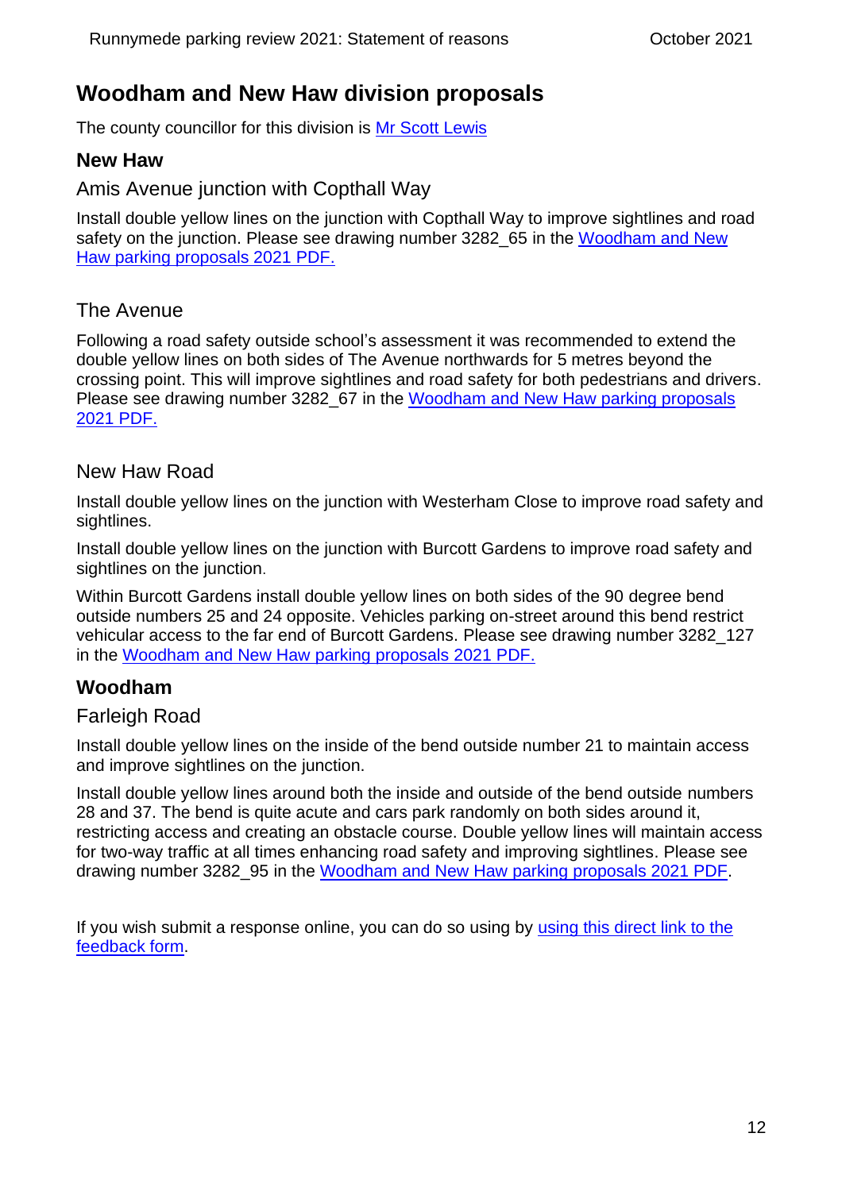## Woodham and New Haw division proposals

The county councillor for this division is [Mr Scott Lewis]

### New Haw

#### Amis Avenue junction with Copthall Way

Install double yellow lines on the junction with Copthall Way to improve sightlines and road safety on the junction. Please see drawing number 3282_65 in the [Woodham and New Haw parking proposals 2021 PDF.]

#### The Avenue

Following a road safety outside school's assessment it was recommended to extend the double yellow lines on both sides of The Avenue northwards for 5 metres beyond the crossing point. This will improve sightlines and road safety for both pedestrians and drivers. Please see drawing number 3282_67 in the [Woodham and New Haw parking proposals 2021 PDF.]

#### New Haw Road

Install double yellow lines on the junction with Westerham Close to improve road safety and sightlines.

Install double yellow lines on the junction with Burcott Gardens to improve road safety and sightlines on the junction.

Within Burcott Gardens install double yellow lines on both sides of the 90 degree bend outside numbers 25 and 24 opposite. Vehicles parking on-street around this bend restrict vehicular access to the far end of Burcott Gardens. Please see drawing number 3282_127 in the [Woodham and New Haw parking proposals 2021 PDF.]

### Woodham

#### Farleigh Road

Install double yellow lines on the inside of the bend outside number 21 to maintain access and improve sightlines on the junction.

Install double yellow lines around both the inside and outside of the bend outside numbers 28 and 37. The bend is quite acute and cars park randomly on both sides around it, restricting access and creating an obstacle course. Double yellow lines will maintain access for two-way traffic at all times enhancing road safety and improving sightlines. Please see drawing number 3282_95 in the [Woodham and New Haw parking proposals 2021 PDF].

If you wish submit a response online, you can do so using by [using this direct link to the feedback form].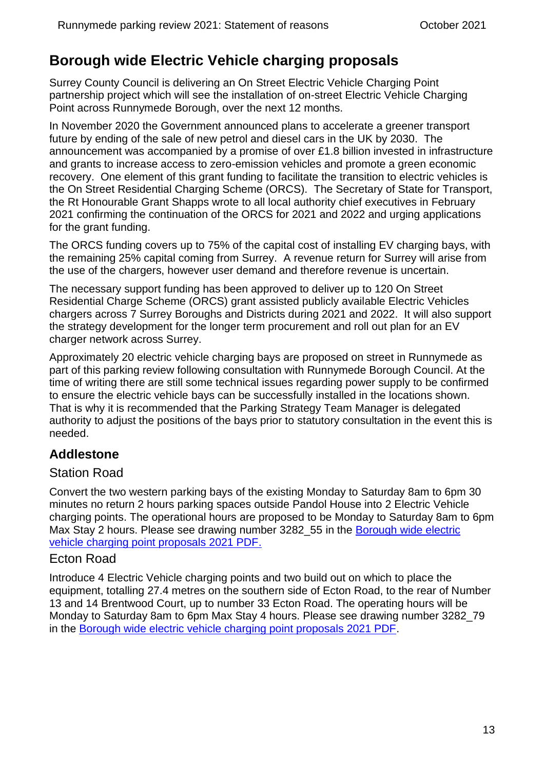## Borough wide Electric Vehicle charging proposals

Surrey County Council is delivering an On Street Electric Vehicle Charging Point partnership project which will see the installation of on-street Electric Vehicle Charging Point across Runnymede Borough, over the next 12 months.

In November 2020 the Government announced plans to accelerate a greener transport future by ending of the sale of new petrol and diesel cars in the UK by 2030. The announcement was accompanied by a promise of over £1.8 billion invested in infrastructure and grants to increase access to zero-emission vehicles and promote a green economic recovery. One element of this grant funding to facilitate the transition to electric vehicles is the On Street Residential Charging Scheme (ORCS). The Secretary of State for Transport, the Rt Honourable Grant Shapps wrote to all local authority chief executives in February 2021 confirming the continuation of the ORCS for 2021 and 2022 and urging applications for the grant funding.

The ORCS funding covers up to 75% of the capital cost of installing EV charging bays, with the remaining 25% capital coming from Surrey. A revenue return for Surrey will arise from the use of the chargers, however user demand and therefore revenue is uncertain.

The necessary support funding has been approved to deliver up to 120 On Street Residential Charge Scheme (ORCS) grant assisted publicly available Electric Vehicles chargers across 7 Surrey Boroughs and Districts during 2021 and 2022. It will also support the strategy development for the longer term procurement and roll out plan for an EV charger network across Surrey.

Approximately 20 electric vehicle charging bays are proposed on street in Runnymede as part of this parking review following consultation with Runnymede Borough Council. At the time of writing there are still some technical issues regarding power supply to be confirmed to ensure the electric vehicle bays can be successfully installed in the locations shown. That is why it is recommended that the Parking Strategy Team Manager is delegated authority to adjust the positions of the bays prior to statutory consultation in the event this is needed.

### Addlestone

#### Station Road

Convert the two western parking bays of the existing Monday to Saturday 8am to 6pm 30 minutes no return 2 hours parking spaces outside Pandol House into 2 Electric Vehicle charging points. The operational hours are proposed to be Monday to Saturday 8am to 6pm Max Stay 2 hours. Please see drawing number 3282_55 in the [Borough wide electric vehicle charging point proposals 2021 PDF.]()

#### Ecton Road

Introduce 4 Electric Vehicle charging points and two build out on which to place the equipment, totalling 27.4 metres on the southern side of Ecton Road, to the rear of Number 13 and 14 Brentwood Court, up to number 33 Ecton Road. The operating hours will be Monday to Saturday 8am to 6pm Max Stay 4 hours. Please see drawing number 3282_79 in the [Borough wide electric vehicle charging point proposals 2021 PDF]().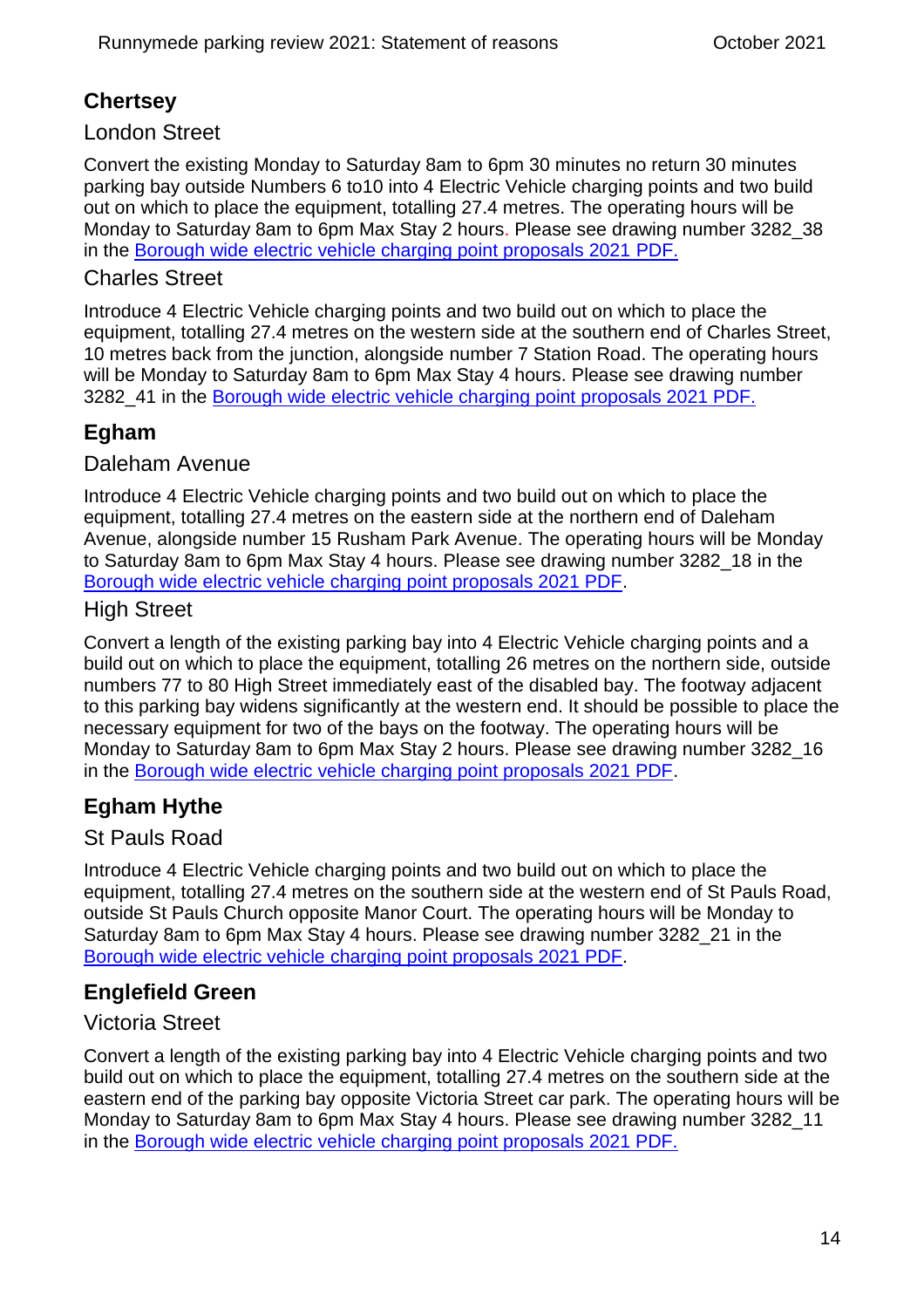## Chertsey

### London Street

Convert the existing Monday to Saturday 8am to 6pm 30 minutes no return 30 minutes parking bay outside Numbers 6 to10 into 4 Electric Vehicle charging points and two build out on which to place the equipment, totalling 27.4 metres. The operating hours will be Monday to Saturday 8am to 6pm Max Stay 2 hours. Please see drawing number 3282_38 in the Borough wide electric vehicle charging point proposals 2021 PDF.

### Charles Street

Introduce 4 Electric Vehicle charging points and two build out on which to place the equipment, totalling 27.4 metres on the western side at the southern end of Charles Street, 10 metres back from the junction, alongside number 7 Station Road. The operating hours will be Monday to Saturday 8am to 6pm Max Stay 4 hours. Please see drawing number 3282_41 in the Borough wide electric vehicle charging point proposals 2021 PDF.

## Egham

### Daleham Avenue

Introduce 4 Electric Vehicle charging points and two build out on which to place the equipment, totalling 27.4 metres on the eastern side at the northern end of Daleham Avenue, alongside number 15 Rusham Park Avenue. The operating hours will be Monday to Saturday 8am to 6pm Max Stay 4 hours. Please see drawing number 3282_18 in the Borough wide electric vehicle charging point proposals 2021 PDF.

### High Street

Convert a length of the existing parking bay into 4 Electric Vehicle charging points and a build out on which to place the equipment, totalling 26 metres on the northern side, outside numbers 77 to 80 High Street immediately east of the disabled bay. The footway adjacent to this parking bay widens significantly at the western end. It should be possible to place the necessary equipment for two of the bays on the footway. The operating hours will be Monday to Saturday 8am to 6pm Max Stay 2 hours. Please see drawing number 3282_16 in the Borough wide electric vehicle charging point proposals 2021 PDF.

## Egham Hythe

### St Pauls Road

Introduce 4 Electric Vehicle charging points and two build out on which to place the equipment, totalling 27.4 metres on the southern side at the western end of St Pauls Road, outside St Pauls Church opposite Manor Court. The operating hours will be Monday to Saturday 8am to 6pm Max Stay 4 hours. Please see drawing number 3282_21 in the Borough wide electric vehicle charging point proposals 2021 PDF.

## Englefield Green

### Victoria Street

Convert a length of the existing parking bay into 4 Electric Vehicle charging points and two build out on which to place the equipment, totalling 27.4 metres on the southern side at the eastern end of the parking bay opposite Victoria Street car park. The operating hours will be Monday to Saturday 8am to 6pm Max Stay 4 hours. Please see drawing number 3282_11 in the Borough wide electric vehicle charging point proposals 2021 PDF.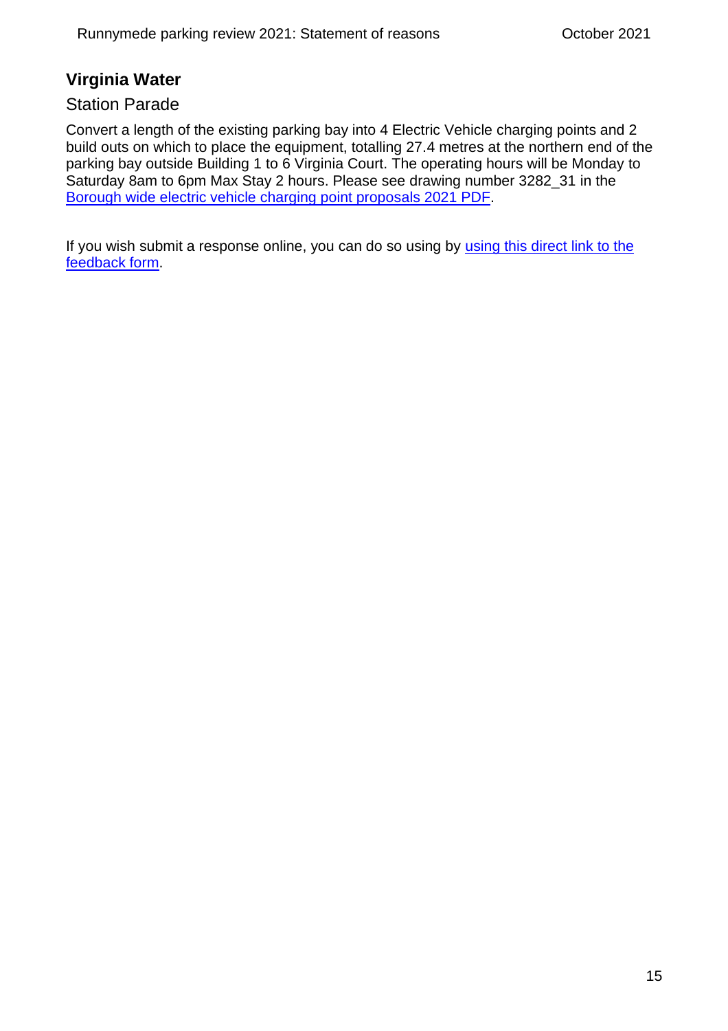## Virginia Water

### Station Parade

Convert a length of the existing parking bay into 4 Electric Vehicle charging points and 2 build outs on which to place the equipment, totalling 27.4 metres at the northern end of the parking bay outside Building 1 to 6 Virginia Court. The operating hours will be Monday to Saturday 8am to 6pm Max Stay 2 hours. Please see drawing number 3282_31 in the Borough wide electric vehicle charging point proposals 2021 PDF.

If you wish submit a response online, you can do so using by using this direct link to the feedback form.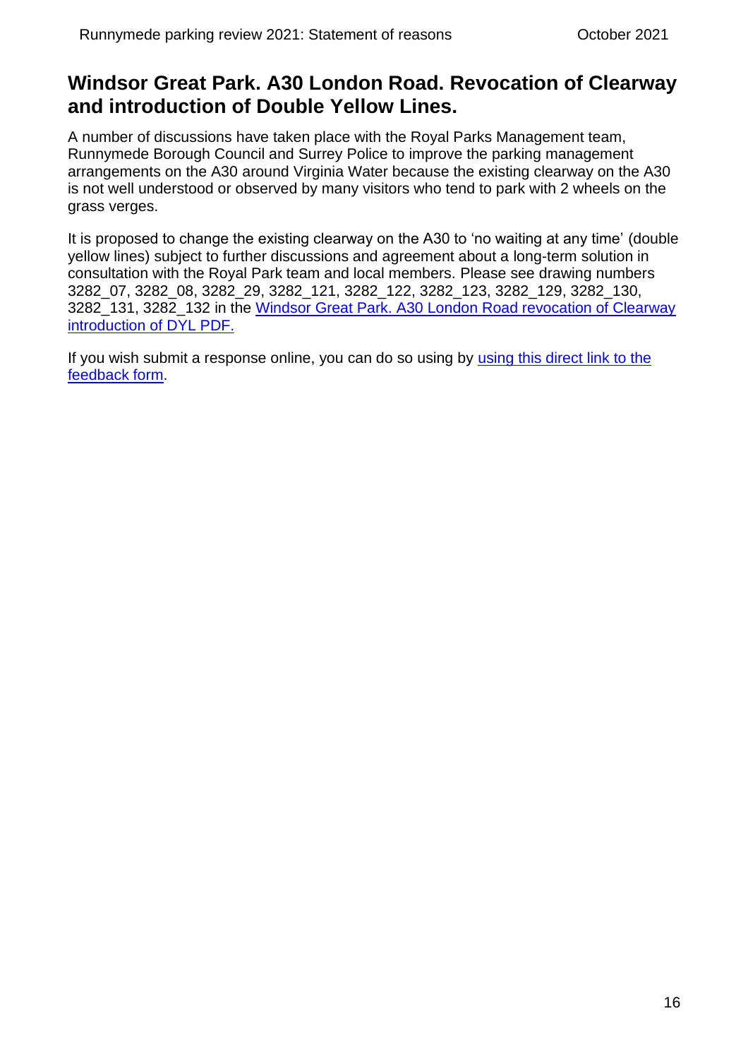## Windsor Great Park. A30 London Road. Revocation of Clearway and introduction of Double Yellow Lines.

A number of discussions have taken place with the Royal Parks Management team, Runnymede Borough Council and Surrey Police to improve the parking management arrangements on the A30 around Virginia Water because the existing clearway on the A30 is not well understood or observed by many visitors who tend to park with 2 wheels on the grass verges.

It is proposed to change the existing clearway on the A30 to 'no waiting at any time' (double yellow lines) subject to further discussions and agreement about a long-term solution in consultation with the Royal Park team and local members. Please see drawing numbers 3282_07, 3282_08, 3282_29, 3282_121, 3282_122, 3282_123, 3282_129, 3282_130, 3282_131, 3282_132 in the Windsor Great Park. A30 London Road revocation of Clearway introduction of DYL PDF.

If you wish submit a response online, you can do so using by using this direct link to the feedback form.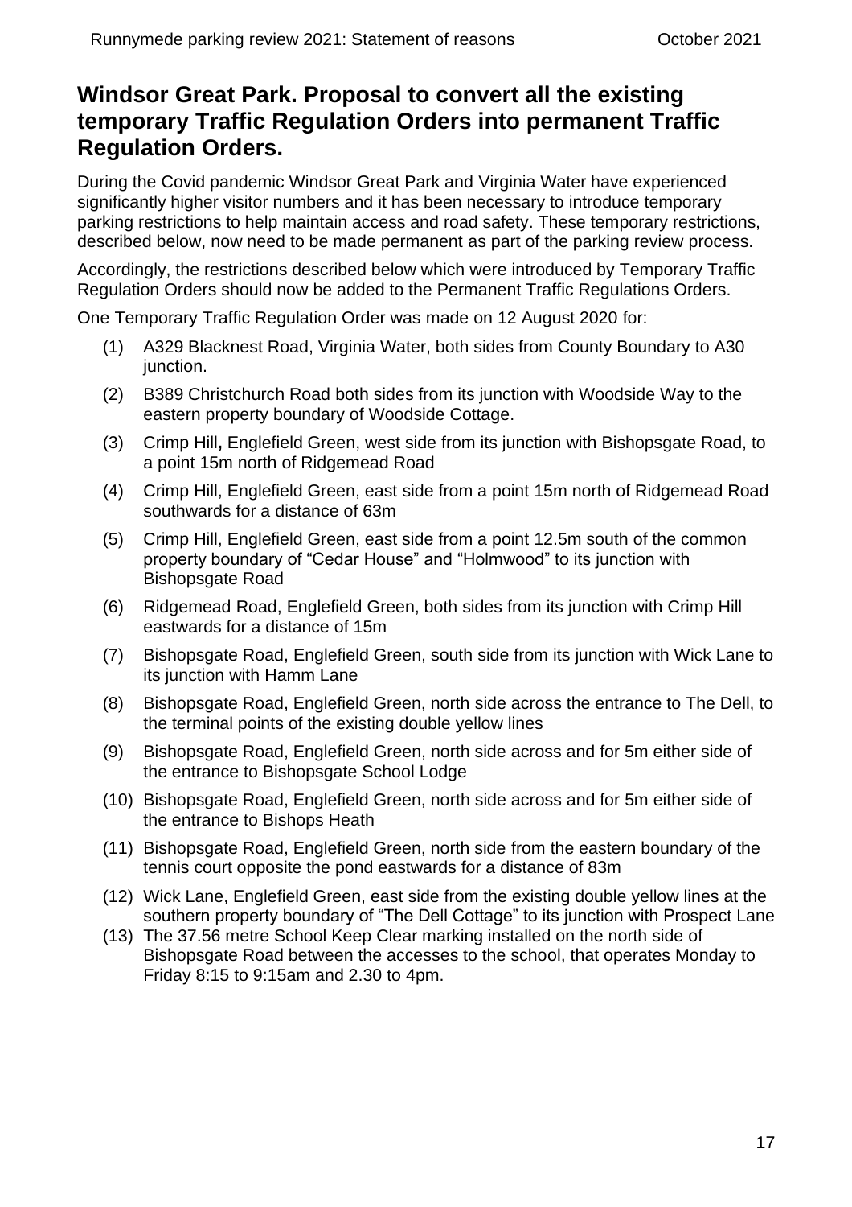## Windsor Great Park. Proposal to convert all the existing temporary Traffic Regulation Orders into permanent Traffic Regulation Orders.

During the Covid pandemic Windsor Great Park and Virginia Water have experienced significantly higher visitor numbers and it has been necessary to introduce temporary parking restrictions to help maintain access and road safety. These temporary restrictions, described below, now need to be made permanent as part of the parking review process.

Accordingly, the restrictions described below which were introduced by Temporary Traffic Regulation Orders should now be added to the Permanent Traffic Regulations Orders.

One Temporary Traffic Regulation Order was made on 12 August 2020 for:

(1) A329 Blacknest Road, Virginia Water, both sides from County Boundary to A30 junction.

(2) B389 Christchurch Road both sides from its junction with Woodside Way to the eastern property boundary of Woodside Cottage.

(3) Crimp Hill**,** Englefield Green, west side from its junction with Bishopsgate Road, to a point 15m north of Ridgemead Road

(4) Crimp Hill, Englefield Green, east side from a point 15m north of Ridgemead Road southwards for a distance of 63m

(5) Crimp Hill, Englefield Green, east side from a point 12.5m south of the common property boundary of "Cedar House" and "Holmwood" to its junction with Bishopsgate Road

(6) Ridgemead Road, Englefield Green, both sides from its junction with Crimp Hill eastwards for a distance of 15m

(7) Bishopsgate Road, Englefield Green, south side from its junction with Wick Lane to its junction with Hamm Lane

(8) Bishopsgate Road, Englefield Green, north side across the entrance to The Dell, to the terminal points of the existing double yellow lines

(9) Bishopsgate Road, Englefield Green, north side across and for 5m either side of the entrance to Bishopsgate School Lodge

(10) Bishopsgate Road, Englefield Green, north side across and for 5m either side of the entrance to Bishops Heath

(11) Bishopsgate Road, Englefield Green, north side from the eastern boundary of the tennis court opposite the pond eastwards for a distance of 83m

(12) Wick Lane, Englefield Green, east side from the existing double yellow lines at the southern property boundary of "The Dell Cottage" to its junction with Prospect Lane

(13) The 37.56 metre School Keep Clear marking installed on the north side of Bishopsgate Road between the accesses to the school, that operates Monday to Friday 8:15 to 9:15am and 2.30 to 4pm.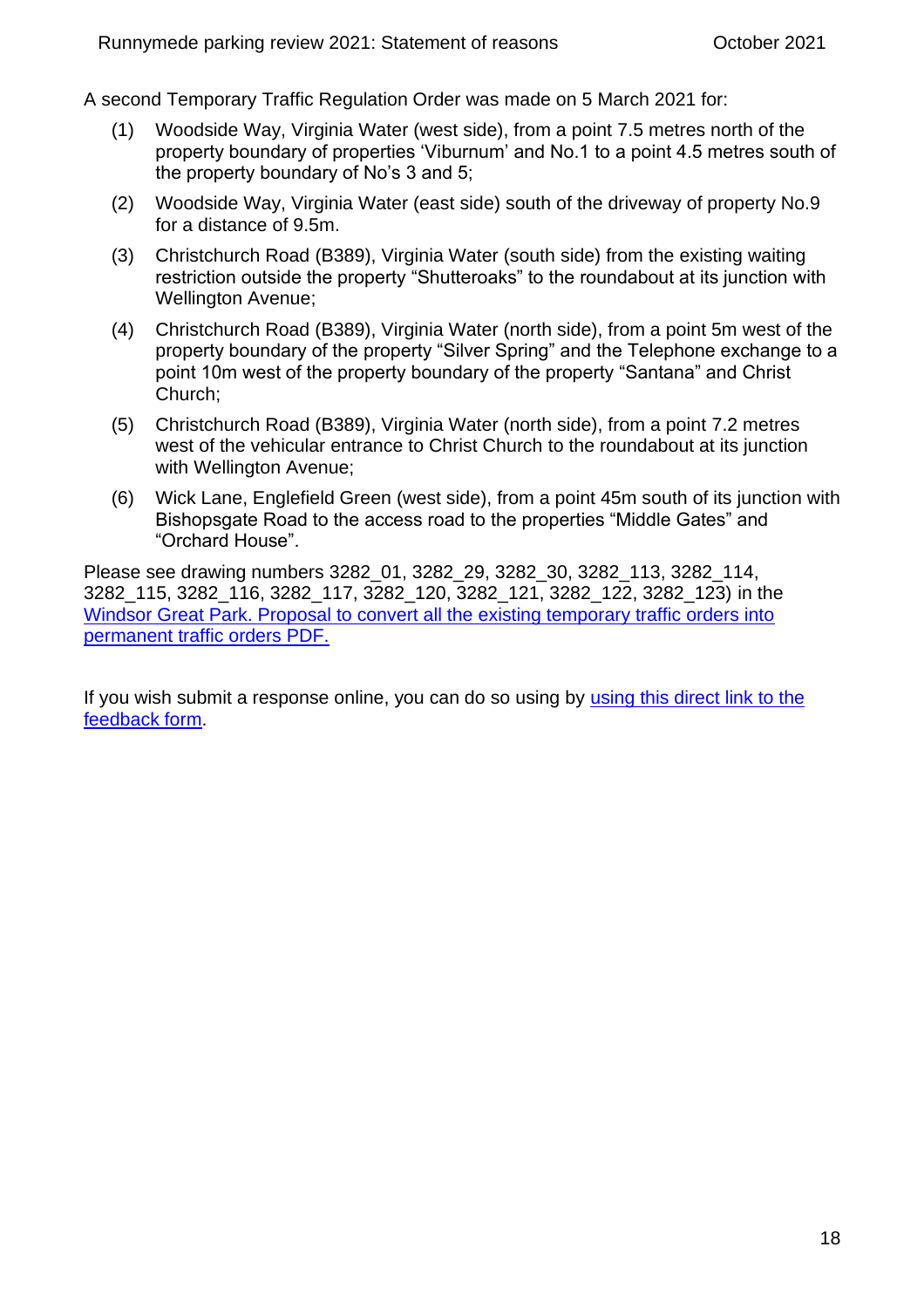A second Temporary Traffic Regulation Order was made on 5 March 2021 for:

(1) Woodside Way, Virginia Water (west side), from a point 7.5 metres north of the property boundary of properties 'Viburnum' and No.1 to a point 4.5 metres south of the property boundary of No's 3 and 5;

(2) Woodside Way, Virginia Water (east side) south of the driveway of property No.9 for a distance of 9.5m.

(3) Christchurch Road (B389), Virginia Water (south side) from the existing waiting restriction outside the property "Shutteroaks" to the roundabout at its junction with Wellington Avenue;

(4) Christchurch Road (B389), Virginia Water (north side), from a point 5m west of the property boundary of the property "Silver Spring" and the Telephone exchange to a point 10m west of the property boundary of the property "Santana" and Christ Church;

(5) Christchurch Road (B389), Virginia Water (north side), from a point 7.2 metres west of the vehicular entrance to Christ Church to the roundabout at its junction with Wellington Avenue;

(6) Wick Lane, Englefield Green (west side), from a point 45m south of its junction with Bishopsgate Road to the access road to the properties "Middle Gates" and "Orchard House".

Please see drawing numbers 3282_01, 3282_29, 3282_30, 3282_113, 3282_114, 3282_115, 3282_116, 3282_117, 3282_120, 3282_121, 3282_122, 3282_123) in the [Windsor Great Park. Proposal to convert all the existing temporary traffic orders into permanent traffic orders PDF.]()

If you wish submit a response online, you can do so using by [using this direct link to the feedback form]().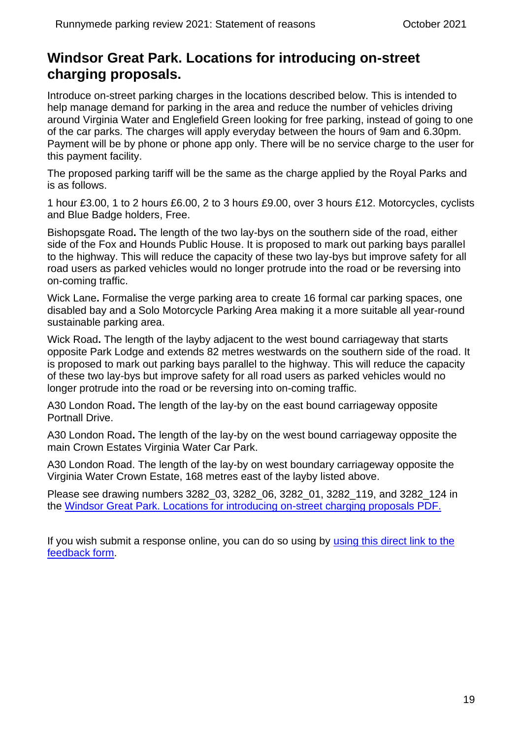## Windsor Great Park. Locations for introducing on-street charging proposals.

Introduce on-street parking charges in the locations described below. This is intended to help manage demand for parking in the area and reduce the number of vehicles driving around Virginia Water and Englefield Green looking for free parking, instead of going to one of the car parks. The charges will apply everyday between the hours of 9am and 6.30pm. Payment will be by phone or phone app only. There will be no service charge to the user for this payment facility.

The proposed parking tariff will be the same as the charge applied by the Royal Parks and is as follows.

1 hour £3.00, 1 to 2 hours £6.00, 2 to 3 hours £9.00, over 3 hours £12. Motorcycles, cyclists and Blue Badge holders, Free.

Bishopsgate Road**.** The length of the two lay-bys on the southern side of the road, either side of the Fox and Hounds Public House. It is proposed to mark out parking bays parallel to the highway. This will reduce the capacity of these two lay-bys but improve safety for all road users as parked vehicles would no longer protrude into the road or be reversing into on-coming traffic.

Wick Lane**.** Formalise the verge parking area to create 16 formal car parking spaces, one disabled bay and a Solo Motorcycle Parking Area making it a more suitable all year-round sustainable parking area.

Wick Road**.** The length of the layby adjacent to the west bound carriageway that starts opposite Park Lodge and extends 82 metres westwards on the southern side of the road. It is proposed to mark out parking bays parallel to the highway. This will reduce the capacity of these two lay-bys but improve safety for all road users as parked vehicles would no longer protrude into the road or be reversing into on-coming traffic.

A30 London Road**.** The length of the lay-by on the east bound carriageway opposite Portnall Drive.

A30 London Road**.** The length of the lay-by on the west bound carriageway opposite the main Crown Estates Virginia Water Car Park.

A30 London Road. The length of the lay-by on west boundary carriageway opposite the Virginia Water Crown Estate, 168 metres east of the layby listed above.

Please see drawing numbers 3282_03, 3282_06, 3282_01, 3282_119, and 3282_124 in the [Windsor Great Park. Locations for introducing on-street charging proposals PDF.]

If you wish submit a response online, you can do so using by [using this direct link to the feedback form].